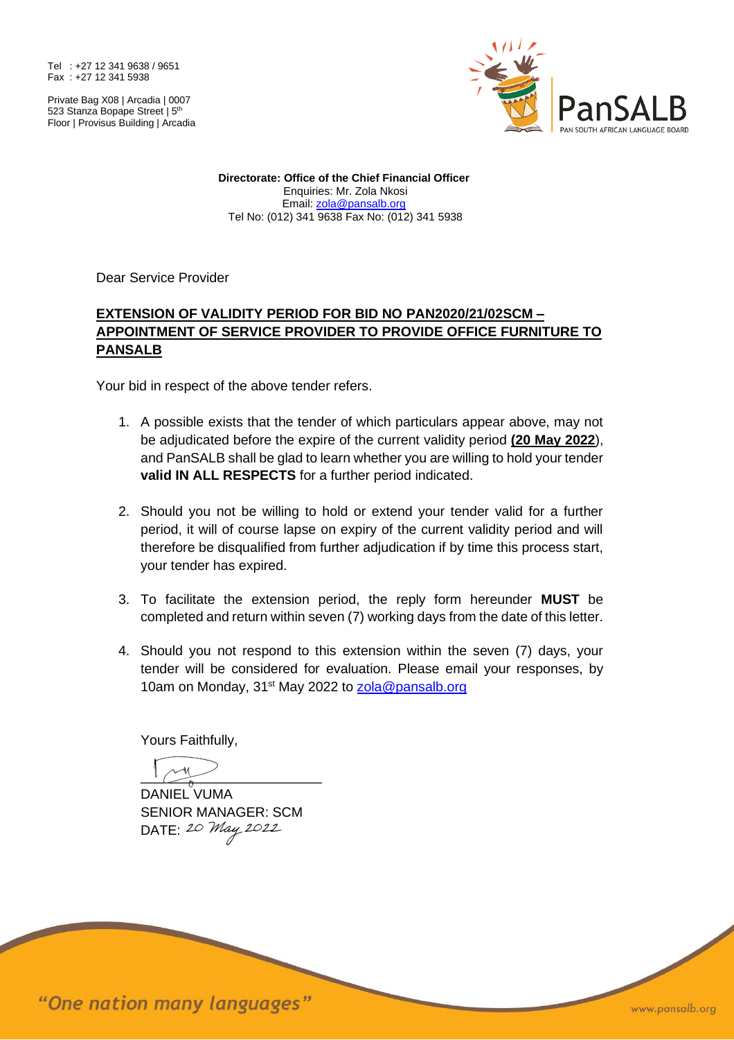Tel : +27 12 341 9638 / 9651
Fax : +27 12 341 5938

Private Bag X08 | Arcadia | 0007
523 Stanza Bopape Street | 5th Floor | Provisus Building | Arcadia

PanSALB
PAN SOUTH AFRICAN LANGUAGE BOARD

**Directorate: Office of the Chief Financial Officer**
Enquiries: Mr. Zola Nkosi
Email: zola@pansalb.org
Tel No: (012) 341 9638 Fax No: (012) 341 5938

Dear Service Provider

**EXTENSION OF VALIDITY PERIOD FOR BID NO PAN2020/21/02SCM – APPOINTMENT OF SERVICE PROVIDER TO PROVIDE OFFICE FURNITURE TO PANSALB**

Your bid in respect of the above tender refers.

1. A possible exists that the tender of which particulars appear above, may not be adjudicated before the expire of the current validity period **(20 May 2022**), and PanSALB shall be glad to learn whether you are willing to hold your tender **valid IN ALL RESPECTS** for a further period indicated.

2. Should you not be willing to hold or extend your tender valid for a further period, it will of course lapse on expiry of the current validity period and will therefore be disqualified from further adjudication if by time this process start, your tender has expired.

3. To facilitate the extension period, the reply form hereunder **MUST** be completed and return within seven (7) working days from the date of this letter.

4. Should you not respond to this extension within the seven (7) days, your tender will be considered for evaluation. Please email your responses, by 10am on Monday, 31st May 2022 to zola@pansalb.org

Yours Faithfully,

DANIEL VUMA
SENIOR MANAGER: SCM
DATE: 20 May 2022

*"One nation many languages"*

www.pansalb.org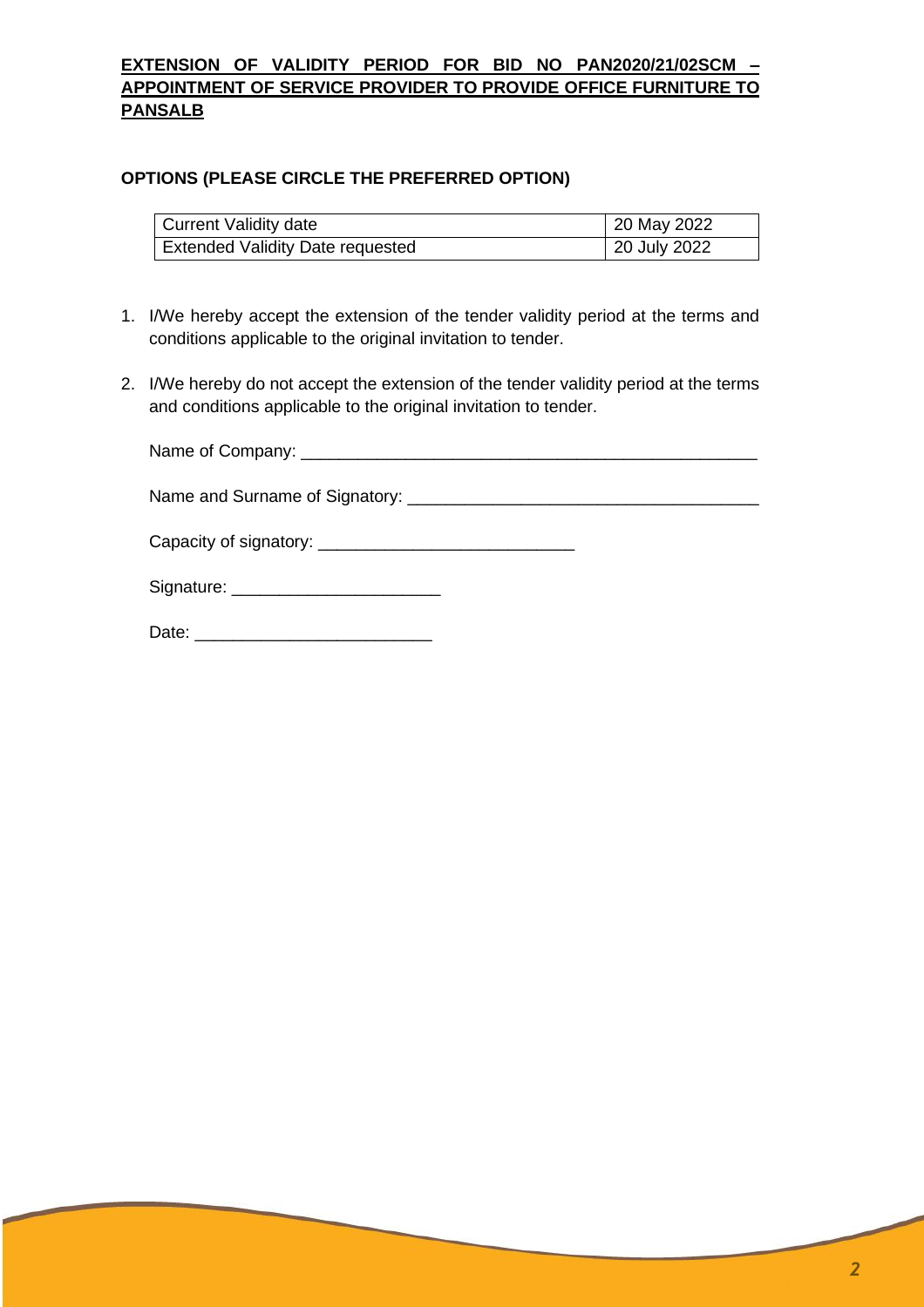**EXTENSION OF VALIDITY PERIOD FOR BID NO PAN2020/21/02SCM – APPOINTMENT OF SERVICE PROVIDER TO PROVIDE OFFICE FURNITURE TO PANSALB**

**OPTIONS (PLEASE CIRCLE THE PREFERRED OPTION)**

| | |
|---|---|
| Current Validity date | 20 May 2022 |
| Extended Validity Date requested | 20 July 2022 |

1. I/We hereby accept the extension of the tender validity period at the terms and conditions applicable to the original invitation to tender.

2. I/We hereby do not accept the extension of the tender validity period at the terms and conditions applicable to the original invitation to tender.

Name of Company: ___________________________________________________

Name and Surname of Signatory: _____________________________________

Capacity of signatory: ___________________________

Signature: ______________________

Date: _________________________